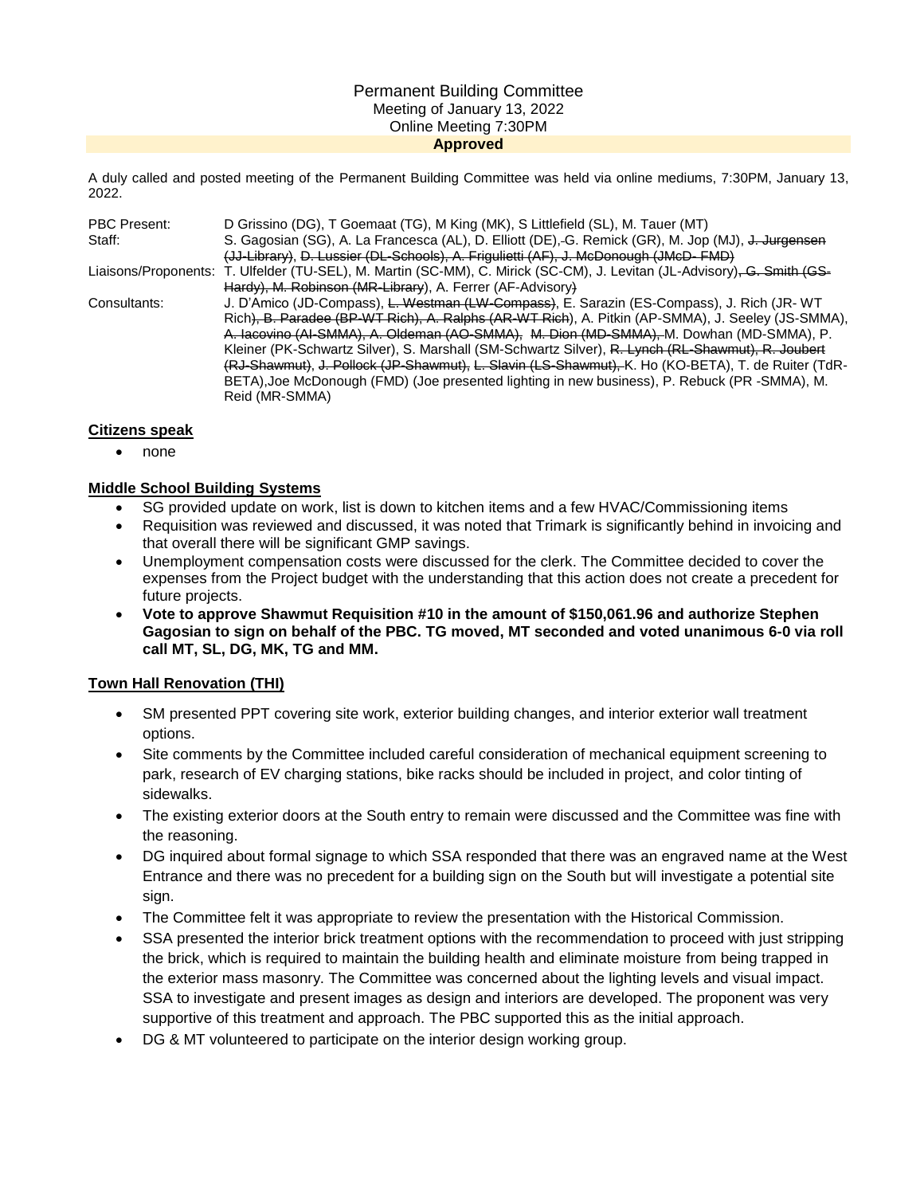# Permanent Building Committee

Meeting of January 13, 2022
Online Meeting 7:30PM
**Approved**

A duly called and posted meeting of the Permanent Building Committee was held via online mediums, 7:30PM, January 13, 2022.

| | |
|---|---|
| PBC Present: | D Grissino (DG), T Goemaat (TG), M King (MK), S Littlefield (SL), M. Tauer (MT) |
| Staff: | S. Gagosian (SG), A. La Francesca (AL), D. Elliott (DE), G. Remick (GR), M. Jop (MJ), ~~J. Jurgensen (JJ-Library)~~, ~~D. Lussier (DL-Schools), A. Frigulietti (AF), J. McDonough (JMcD- FMD)~~ |
| Liaisons/Proponents: | T. Ulfelder (TU-SEL), M. Martin (SC-MM), C. Mirick (SC-CM), J. Levitan (JL-Advisory)~~, G. Smith (GS-Hardy), M. Robinson (MR-Library~~), A. Ferrer (AF-Advisory~~)~~ |
| Consultants: | J. D'Amico (JD-Compass), ~~L. Westman (LW-Compass)~~, E. Sarazin (ES-Compass), J. Rich (JR- WT Rich~~), B. Paradee (BP-WT Rich), A. Ralphs (AR-WT Rich~~), A. Pitkin (AP-SMMA), J. Seeley (JS-SMMA), ~~A. Iacovino (AI-SMMA), A. Oldeman (AO-SMMA), M. Dion (MD-SMMA),~~ M. Dowhan (MD-SMMA), P. Kleiner (PK-Schwartz Silver), S. Marshall (SM-Schwartz Silver), ~~R. Lynch (RL-Shawmut), R. Joubert (RJ-Shawmut)~~, ~~J. Pollock (JP-Shawmut)~~, ~~L. Slavin (LS-Shawmut),~~ K. Ho (KO-BETA), T. de Ruiter (TdR-BETA),Joe McDonough (FMD) (Joe presented lighting in new business), P. Rebuck (PR -SMMA), M. Reid (MR-SMMA) |

## Citizens speak

- none

## Middle School Building Systems

- SG provided update on work, list is down to kitchen items and a few HVAC/Commissioning items
- Requisition was reviewed and discussed, it was noted that Trimark is significantly behind in invoicing and that overall there will be significant GMP savings.
- Unemployment compensation costs were discussed for the clerk. The Committee decided to cover the expenses from the Project budget with the understanding that this action does not create a precedent for future projects.
- **Vote to approve Shawmut Requisition #10 in the amount of $150,061.96 and authorize Stephen Gagosian to sign on behalf of the PBC. TG moved, MT seconded and voted unanimous 6-0 via roll call MT, SL, DG, MK, TG and MM.**

## Town Hall Renovation (THI)

- SM presented PPT covering site work, exterior building changes, and interior exterior wall treatment options.
- Site comments by the Committee included careful consideration of mechanical equipment screening to park, research of EV charging stations, bike racks should be included in project, and color tinting of sidewalks.
- The existing exterior doors at the South entry to remain were discussed and the Committee was fine with the reasoning.
- DG inquired about formal signage to which SSA responded that there was an engraved name at the West Entrance and there was no precedent for a building sign on the South but will investigate a potential site sign.
- The Committee felt it was appropriate to review the presentation with the Historical Commission.
- SSA presented the interior brick treatment options with the recommendation to proceed with just stripping the brick, which is required to maintain the building health and eliminate moisture from being trapped in the exterior mass masonry. The Committee was concerned about the lighting levels and visual impact. SSA to investigate and present images as design and interiors are developed. The proponent was very supportive of this treatment and approach. The PBC supported this as the initial approach.
- DG & MT volunteered to participate on the interior design working group.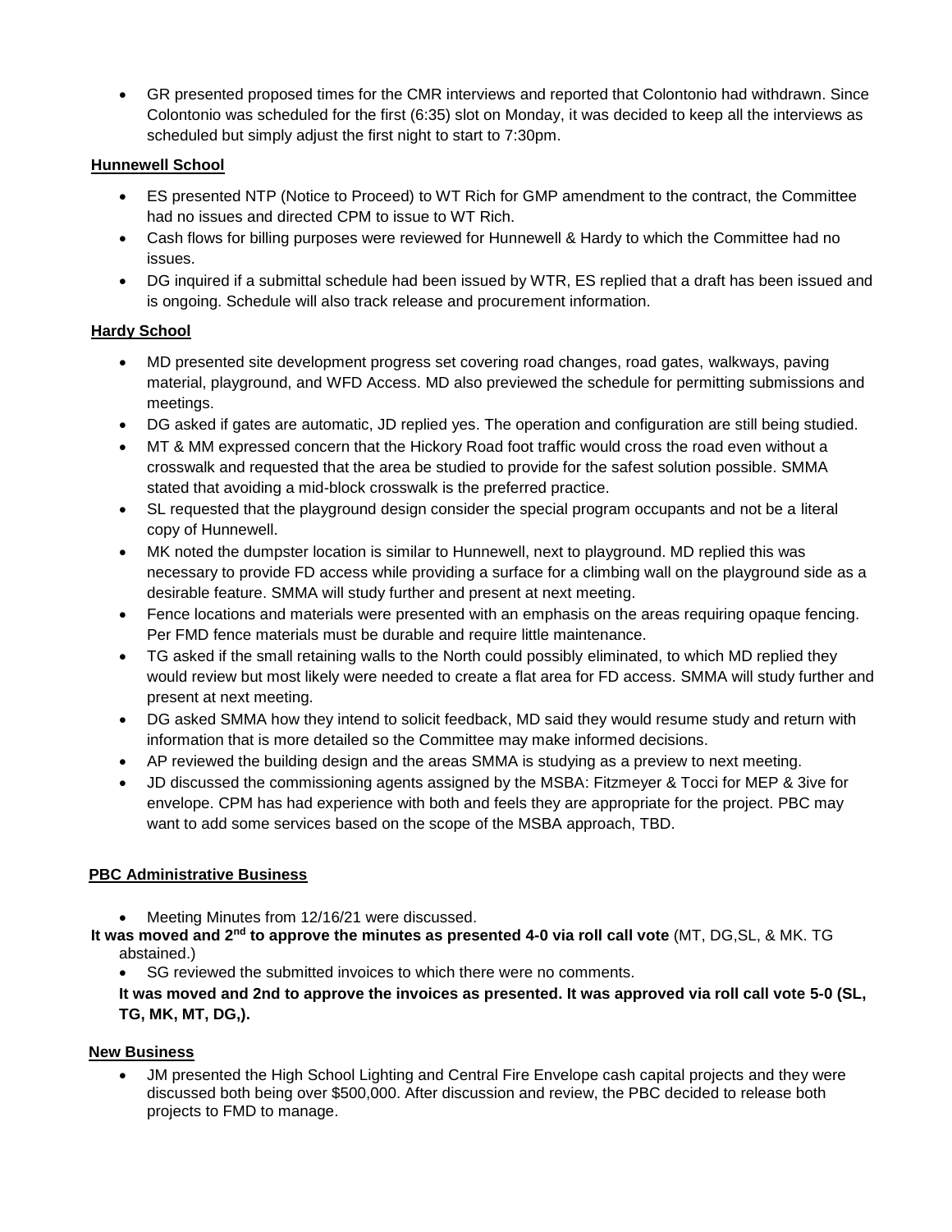- GR presented proposed times for the CMR interviews and reported that Colontonio had withdrawn. Since Colontonio was scheduled for the first (6:35) slot on Monday, it was decided to keep all the interviews as scheduled but simply adjust the first night to start to 7:30pm.

**Hunnewell School**

- ES presented NTP (Notice to Proceed) to WT Rich for GMP amendment to the contract, the Committee had no issues and directed CPM to issue to WT Rich.
- Cash flows for billing purposes were reviewed for Hunnewell & Hardy to which the Committee had no issues.
- DG inquired if a submittal schedule had been issued by WTR, ES replied that a draft has been issued and is ongoing. Schedule will also track release and procurement information.

**Hardy School**

- MD presented site development progress set covering road changes, road gates, walkways, paving material, playground, and WFD Access. MD also previewed the schedule for permitting submissions and meetings.
- DG asked if gates are automatic, JD replied yes. The operation and configuration are still being studied.
- MT & MM expressed concern that the Hickory Road foot traffic would cross the road even without a crosswalk and requested that the area be studied to provide for the safest solution possible. SMMA stated that avoiding a mid-block crosswalk is the preferred practice.
- SL requested that the playground design consider the special program occupants and not be a literal copy of Hunnewell.
- MK noted the dumpster location is similar to Hunnewell, next to playground. MD replied this was necessary to provide FD access while providing a surface for a climbing wall on the playground side as a desirable feature. SMMA will study further and present at next meeting.
- Fence locations and materials were presented with an emphasis on the areas requiring opaque fencing. Per FMD fence materials must be durable and require little maintenance.
- TG asked if the small retaining walls to the North could possibly eliminated, to which MD replied they would review but most likely were needed to create a flat area for FD access. SMMA will study further and present at next meeting.
- DG asked SMMA how they intend to solicit feedback, MD said they would resume study and return with information that is more detailed so the Committee may make informed decisions.
- AP reviewed the building design and the areas SMMA is studying as a preview to next meeting.
- JD discussed the commissioning agents assigned by the MSBA: Fitzmeyer & Tocci for MEP & 3ive for envelope. CPM has had experience with both and feels they are appropriate for the project. PBC may want to add some services based on the scope of the MSBA approach, TBD.

**PBC Administrative Business**

- Meeting Minutes from 12/16/21 were discussed.

**It was moved and 2nd to approve the minutes as presented 4-0 via roll call vote** (MT, DG,SL, & MK. TG abstained.)

- SG reviewed the submitted invoices to which there were no comments.

**It was moved and 2nd to approve the invoices as presented. It was approved via roll call vote 5-0 (SL, TG, MK, MT, DG,).**

**New Business**

- JM presented the High School Lighting and Central Fire Envelope cash capital projects and they were discussed both being over $500,000. After discussion and review, the PBC decided to release both projects to FMD to manage.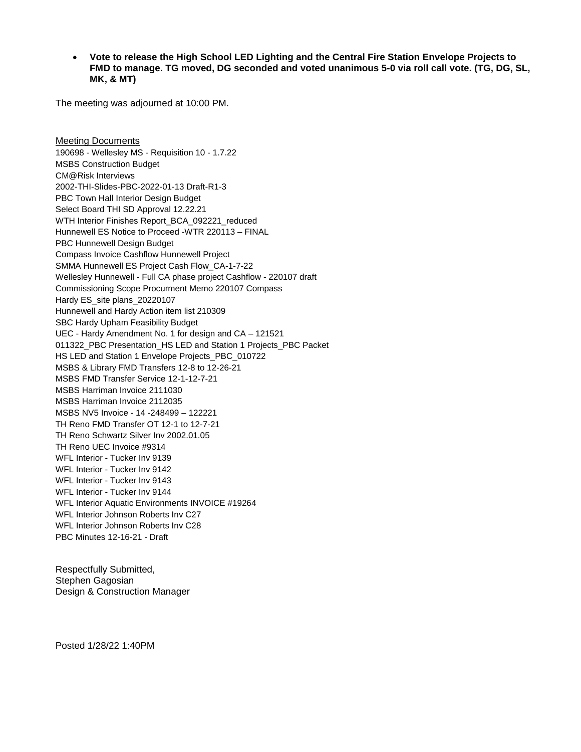- **Vote to release the High School LED Lighting and the Central Fire Station Envelope Projects to FMD to manage. TG moved, DG seconded and voted unanimous 5-0 via roll call vote. (TG, DG, SL, MK, & MT)**

The meeting was adjourned at 10:00 PM.

Meeting Documents
190698 - Wellesley MS - Requisition 10 - 1.7.22
MSBS Construction Budget
CM@Risk Interviews
2002-THI-Slides-PBC-2022-01-13 Draft-R1-3
PBC Town Hall Interior Design Budget
Select Board THI SD Approval 12.22.21
WTH Interior Finishes Report_BCA_092221_reduced
Hunnewell ES Notice to Proceed -WTR 220113 – FINAL
PBC Hunnewell Design Budget
Compass Invoice Cashflow Hunnewell Project
SMMA Hunnewell ES Project Cash Flow_CA-1-7-22
Wellesley Hunnewell - Full CA phase project Cashflow - 220107 draft
Commissioning Scope Procurment Memo 220107 Compass
Hardy ES_site plans_20220107
Hunnewell and Hardy Action item list 210309
SBC Hardy Upham Feasibility Budget
UEC - Hardy Amendment No. 1 for design and CA – 121521
011322_PBC Presentation_HS LED and Station 1 Projects_PBC Packet
HS LED and Station 1 Envelope Projects_PBC_010722
MSBS & Library FMD Transfers 12-8 to 12-26-21
MSBS FMD Transfer Service 12-1-12-7-21
MSBS Harriman Invoice 2111030
MSBS Harriman Invoice 2112035
MSBS NV5 Invoice - 14 -248499 – 122221
TH Reno FMD Transfer OT 12-1 to 12-7-21
TH Reno Schwartz Silver Inv 2002.01.05
TH Reno UEC Invoice #9314
WFL Interior - Tucker Inv 9139
WFL Interior - Tucker Inv 9142
WFL Interior - Tucker Inv 9143
WFL Interior - Tucker Inv 9144
WFL Interior Aquatic Environments INVOICE #19264
WFL Interior Johnson Roberts Inv C27
WFL Interior Johnson Roberts Inv C28
PBC Minutes 12-16-21 - Draft

Respectfully Submitted,
Stephen Gagosian
Design & Construction Manager

Posted 1/28/22 1:40PM